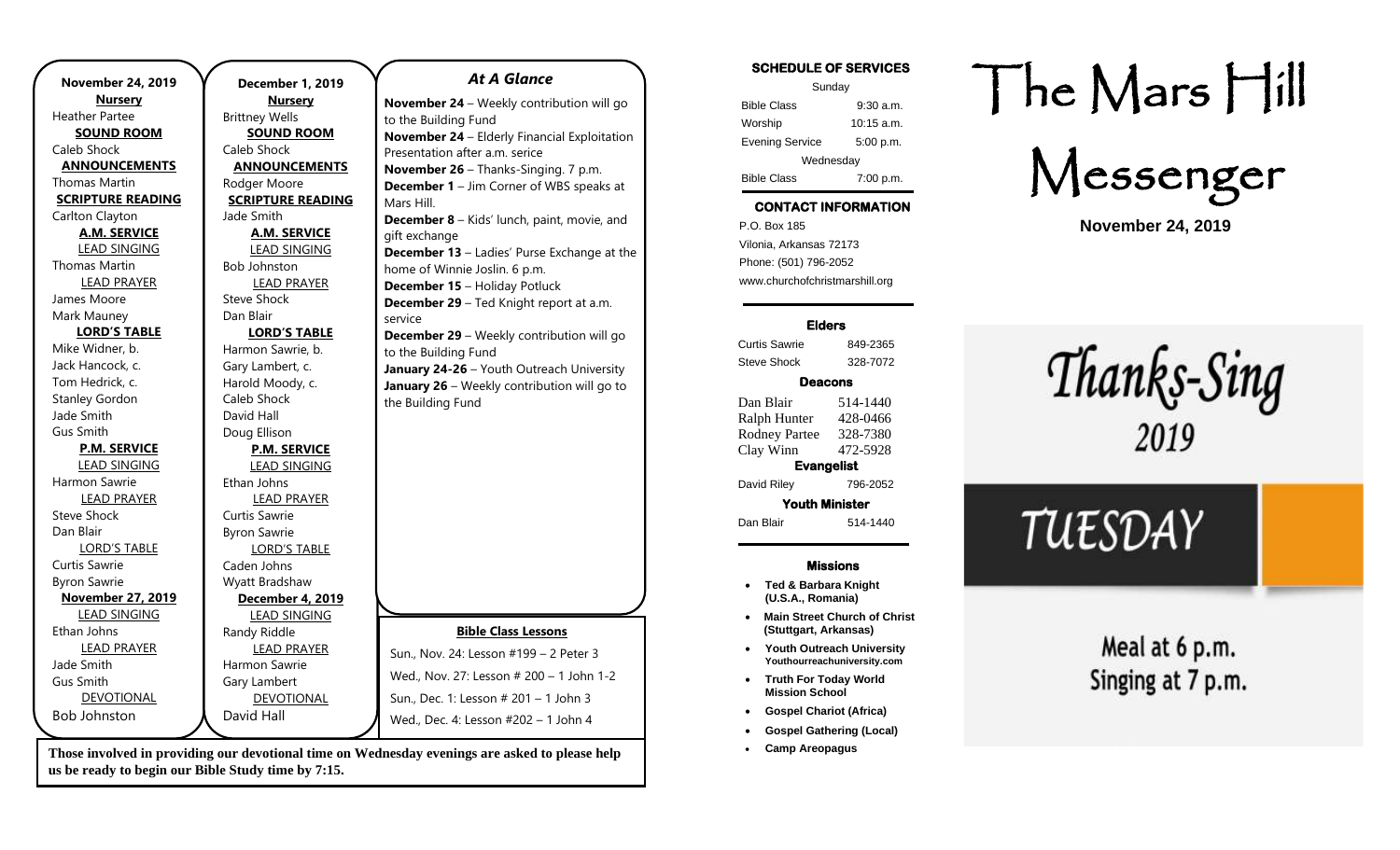# The Mars Hill Messenger

**November 24, 2019**

Thanks-Sing 2019

TUESDAY

Meal at 6 p.m.
Singing at 7 p.m.

### November 24, 2019

**Nursery**
Heather Partee

**SOUND ROOM**
Caleb Shock

**ANNOUNCEMENTS**
Thomas Martin

**SCRIPTURE READING**
Carlton Clayton

**A.M. SERVICE**

LEAD SINGING
Thomas Martin

LEAD PRAYER
James Moore
Mark Mauney

**LORD'S TABLE**
Mike Widner, b.
Jack Hancock, c.
Tom Hedrick, c.
Stanley Gordon
Jade Smith
Gus Smith

**P.M. SERVICE**

LEAD SINGING
Harmon Sawrie

LEAD PRAYER
Steve Shock
Dan Blair

LORD'S TABLE
Curtis Sawrie
Byron Sawrie

### November 27, 2019

LEAD SINGING
Ethan Johns

LEAD PRAYER
Jade Smith
Gus Smith

DEVOTIONAL
Bob Johnston

### December 1, 2019

**Nursery**
Brittney Wells

**SOUND ROOM**
Caleb Shock

**ANNOUNCEMENTS**
Rodger Moore

**SCRIPTURE READING**
Jade Smith

**A.M. SERVICE**

LEAD SINGING
Bob Johnston

LEAD PRAYER
Steve Shock
Dan Blair

**LORD'S TABLE**
Harmon Sawrie, b.
Gary Lambert, c.
Harold Moody, c.
Caleb Shock
David Hall
Doug Ellison

**P.M. SERVICE**

LEAD SINGING
Ethan Johns

LEAD PRAYER
Curtis Sawrie
Byron Sawrie

LORD'S TABLE
Caden Johns
Wyatt Bradshaw

### December 4, 2019

LEAD SINGING
Randy Riddle

LEAD PRAYER
Harmon Sawrie
Gary Lambert

DEVOTIONAL
David Hall

## *At A Glance*

**November 24** – Weekly contribution will go to the Building Fund
**November 24** – Elderly Financial Exploitation Presentation after a.m. serice
**November 26** – Thanks-Singing. 7 p.m.
**December 1** – Jim Corner of WBS speaks at Mars Hill.
**December 8** – Kids' lunch, paint, movie, and gift exchange
**December 13** – Ladies' Purse Exchange at the home of Winnie Joslin. 6 p.m.
**December 15** – Holiday Potluck
**December 29** – Ted Knight report at a.m. service
**December 29** – Weekly contribution will go to the Building Fund
**January 24-26** – Youth Outreach University
**January 26** – Weekly contribution will go to the Building Fund

### Bible Class Lessons

Sun., Nov. 24: Lesson #199 – 2 Peter 3
Wed., Nov. 27: Lesson # 200 – 1 John 1-2
Sun., Dec. 1: Lesson # 201 – 1 John 3
Wed., Dec. 4: Lesson #202 – 1 John 4

**Those involved in providing our devotional time on Wednesday evenings are asked to please help us be ready to begin our Bible Study time by 7:15.**

### SCHEDULE OF SERVICES

| Sunday | |
|---|---|
| Bible Class | 9:30 a.m. |
| Worship | 10:15 a.m. |
| Evening Service | 5:00 p.m. |
| **Wednesday** | |
| Bible Class | 7:00 p.m. |

### CONTACT INFORMATION

P.O. Box 185
Vilonia, Arkansas 72173
Phone: (501) 796-2052
www.churchofchristmarshill.org

### Elders

| | |
|---|---|
| Curtis Sawrie | 849-2365 |
| Steve Shock | 328-7072 |

### Deacons

| | |
|---|---|
| Dan Blair | 514-1440 |
| Ralph Hunter | 428-0466 |
| Rodney Partee | 328-7380 |
| Clay Winn | 472-5928 |

### Evangelist

| | |
|---|---|
| David Riley | 796-2052 |

### Youth Minister

| | |
|---|---|
| Dan Blair | 514-1440 |

### Missions

- **Ted & Barbara Knight (U.S.A., Romania)**
- **Main Street Church of Christ (Stuttgart, Arkansas)**
- **Youth Outreach University Youthourreachuniversity.com**
- **Truth For Today World Mission School**
- **Gospel Chariot (Africa)**
- **Gospel Gathering (Local)**
- **Camp Areopagus**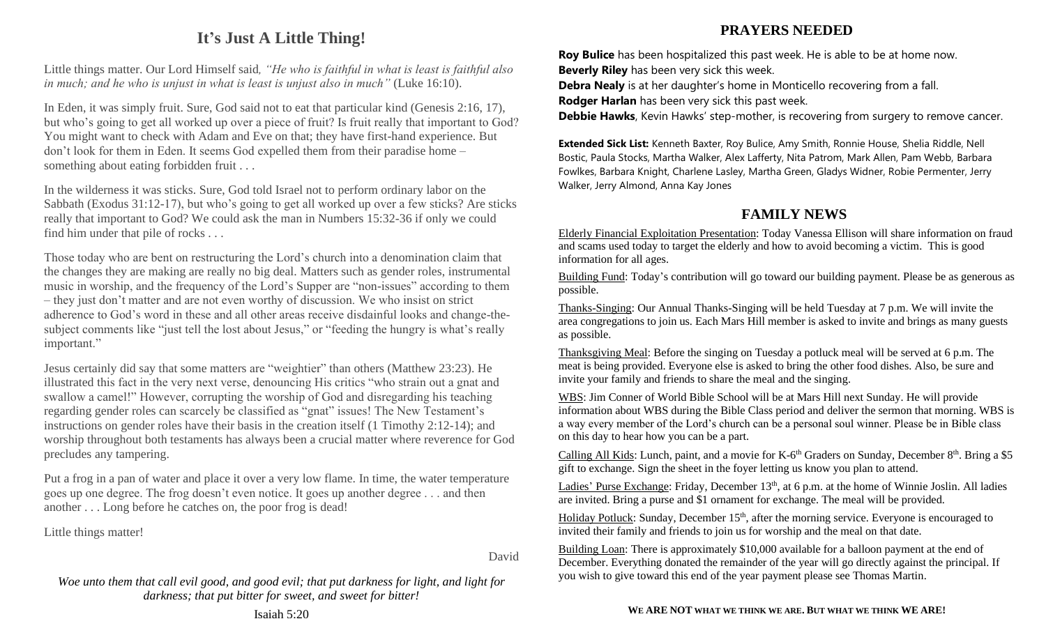## It's Just A Little Thing!

Little things matter. Our Lord Himself said*, "He who is faithful in what is least is faithful also in much; and he who is unjust in what is least is unjust also in much"* (Luke 16:10).

In Eden, it was simply fruit. Sure, God said not to eat that particular kind (Genesis 2:16, 17), but who's going to get all worked up over a piece of fruit? Is fruit really that important to God? You might want to check with Adam and Eve on that; they have first-hand experience. But don't look for them in Eden. It seems God expelled them from their paradise home – something about eating forbidden fruit . . .

In the wilderness it was sticks. Sure, God told Israel not to perform ordinary labor on the Sabbath (Exodus 31:12-17), but who's going to get all worked up over a few sticks? Are sticks really that important to God? We could ask the man in Numbers 15:32-36 if only we could find him under that pile of rocks . . .

Those today who are bent on restructuring the Lord's church into a denomination claim that the changes they are making are really no big deal. Matters such as gender roles, instrumental music in worship, and the frequency of the Lord's Supper are "non-issues" according to them – they just don't matter and are not even worthy of discussion. We who insist on strict adherence to God's word in these and all other areas receive disdainful looks and change-the-subject comments like "just tell the lost about Jesus," or "feeding the hungry is what's really important."

Jesus certainly did say that some matters are "weightier" than others (Matthew 23:23). He illustrated this fact in the very next verse, denouncing His critics "who strain out a gnat and swallow a camel!" However, corrupting the worship of God and disregarding his teaching regarding gender roles can scarcely be classified as "gnat" issues! The New Testament's instructions on gender roles have their basis in the creation itself (1 Timothy 2:12-14); and worship throughout both testaments has always been a crucial matter where reverence for God precludes any tampering.

Put a frog in a pan of water and place it over a very low flame. In time, the water temperature goes up one degree. The frog doesn't even notice. It goes up another degree . . . and then another . . . Long before he catches on, the poor frog is dead!

Little things matter!

David

*Woe unto them that call evil good, and good evil; that put darkness for light, and light for darkness; that put bitter for sweet, and sweet for bitter!*

Isaiah 5:20

## PRAYERS NEEDED

**Roy Bulice** has been hospitalized this past week. He is able to be at home now.
**Beverly Riley** has been very sick this week.
**Debra Nealy** is at her daughter's home in Monticello recovering from a fall.
**Rodger Harlan** has been very sick this past week.
**Debbie Hawks**, Kevin Hawks' step-mother, is recovering from surgery to remove cancer.

**Extended Sick List:** Kenneth Baxter, Roy Bulice, Amy Smith, Ronnie House, Shelia Riddle, Nell Bostic, Paula Stocks, Martha Walker, Alex Lafferty, Nita Patrom, Mark Allen, Pam Webb, Barbara Fowlkes, Barbara Knight, Charlene Lasley, Martha Green, Gladys Widner, Robie Permenter, Jerry Walker, Jerry Almond, Anna Kay Jones

## FAMILY NEWS

Elderly Financial Exploitation Presentation: Today Vanessa Ellison will share information on fraud and scams used today to target the elderly and how to avoid becoming a victim. This is good information for all ages.

Building Fund: Today's contribution will go toward our building payment. Please be as generous as possible.

Thanks-Singing: Our Annual Thanks-Singing will be held Tuesday at 7 p.m. We will invite the area congregations to join us. Each Mars Hill member is asked to invite and brings as many guests as possible.

Thanksgiving Meal: Before the singing on Tuesday a potluck meal will be served at 6 p.m. The meat is being provided. Everyone else is asked to bring the other food dishes. Also, be sure and invite your family and friends to share the meal and the singing.

WBS: Jim Conner of World Bible School will be at Mars Hill next Sunday. He will provide information about WBS during the Bible Class period and deliver the sermon that morning. WBS is a way every member of the Lord's church can be a personal soul winner. Please be in Bible class on this day to hear how you can be a part.

Calling All Kids: Lunch, paint, and a movie for K-6th Graders on Sunday, December 8th. Bring a $5 gift to exchange. Sign the sheet in the foyer letting us know you plan to attend.

Ladies' Purse Exchange: Friday, December 13th, at 6 p.m. at the home of Winnie Joslin. All ladies are invited. Bring a purse and $1 ornament for exchange. The meal will be provided.

Holiday Potluck: Sunday, December 15th, after the morning service. Everyone is encouraged to invited their family and friends to join us for worship and the meal on that date.

Building Loan: There is approximately $10,000 available for a balloon payment at the end of December. Everything donated the remainder of the year will go directly against the principal. If you wish to give toward this end of the year payment please see Thomas Martin.

**WE ARE NOT WHAT WE THINK WE ARE. BUT WHAT WE THINK WE ARE!**